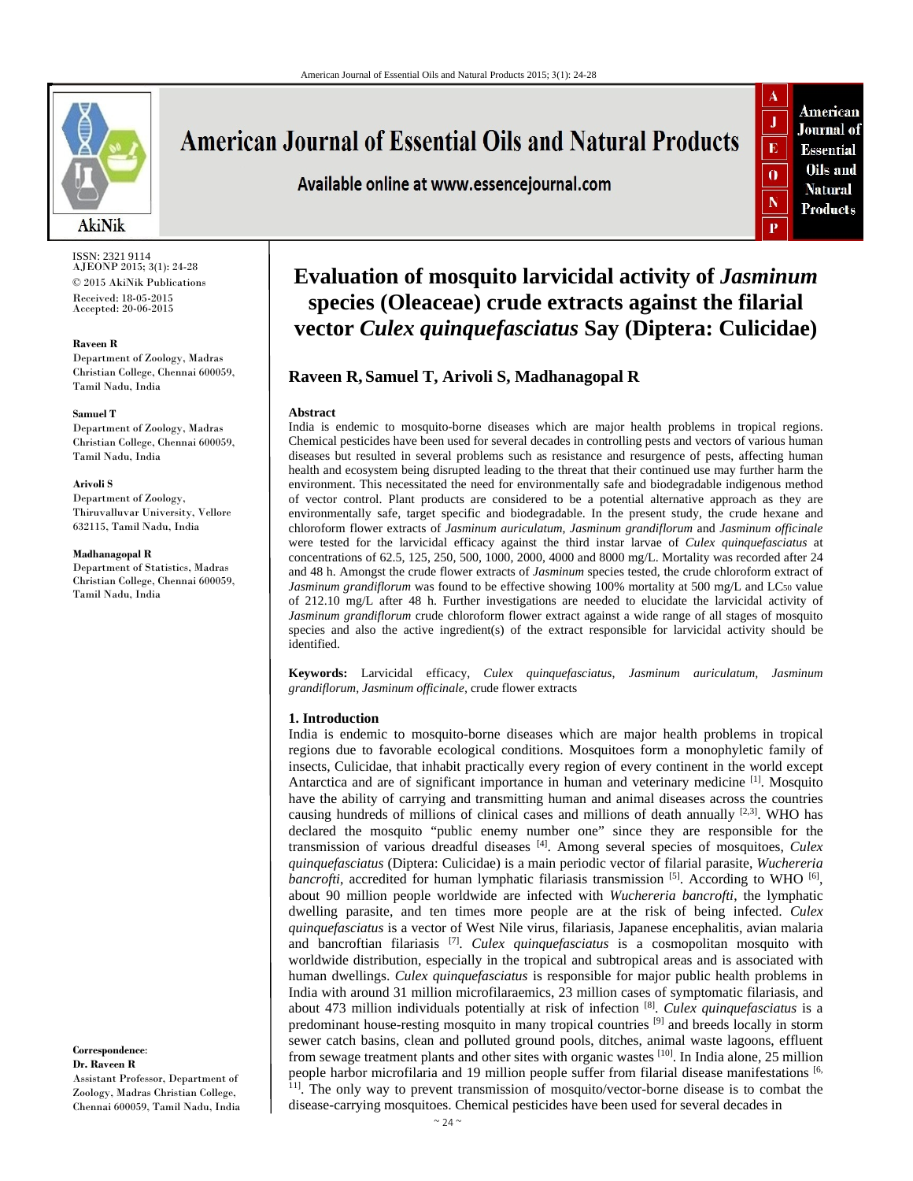ISSN: 2321 9114
AJEONP 2015; 3(1): 24-28
© 2015 AkiNik Publications
Received: 18-05-2015
Accepted: 20-06-2015

**Raveen R**
Department of Zoology, Madras Christian College, Chennai 600059, Tamil Nadu, India

**Samuel T**
Department of Zoology, Madras Christian College, Chennai 600059, Tamil Nadu, India

**Arivoli S**
Department of Zoology, Thiruvalluvar University, Vellore 632115, Tamil Nadu, India

**Madhanagopal R**
Department of Statistics, Madras Christian College, Chennai 600059, Tamil Nadu, India

**Correspondence**:
**Dr. Raveen R**
Assistant Professor, Department of Zoology, Madras Christian College, Chennai 600059, Tamil Nadu, India

# Evaluation of mosquito larvicidal activity of *Jasminum* species (Oleaceae) crude extracts against the filarial vector *Culex quinquefasciatus* Say (Diptera: Culicidae)

**Raveen R, Samuel T, Arivoli S, Madhanagopal R**

### Abstract

India is endemic to mosquito-borne diseases which are major health problems in tropical regions. Chemical pesticides have been used for several decades in controlling pests and vectors of various human diseases but resulted in several problems such as resistance and resurgence of pests, affecting human health and ecosystem being disrupted leading to the threat that their continued use may further harm the environment. This necessitated the need for environmentally safe and biodegradable indigenous method of vector control. Plant products are considered to be a potential alternative approach as they are environmentally safe, target specific and biodegradable. In the present study, the crude hexane and chloroform flower extracts of *Jasminum auriculatum*, *Jasminum grandiflorum* and *Jasminum officinale* were tested for the larvicidal efficacy against the third instar larvae of *Culex quinquefasciatus* at concentrations of 62.5, 125, 250, 500, 1000, 2000, 4000 and 8000 mg/L. Mortality was recorded after 24 and 48 h. Amongst the crude flower extracts of *Jasminum* species tested, the crude chloroform extract of *Jasminum grandiflorum* was found to be effective showing 100% mortality at 500 mg/L and $LC_{50}$ value of 212.10 mg/L after 48 h. Further investigations are needed to elucidate the larvicidal activity of *Jasminum grandiflorum* crude chloroform flower extract against a wide range of all stages of mosquito species and also the active ingredient(s) of the extract responsible for larvicidal activity should be identified.

**Keywords:** Larvicidal efficacy, *Culex quinquefasciatus*, *Jasminum auriculatum*, *Jasminum grandiflorum*, *Jasminum officinale*, crude flower extracts

### 1. Introduction

India is endemic to mosquito-borne diseases which are major health problems in tropical regions due to favorable ecological conditions. Mosquitoes form a monophyletic family of insects, Culicidae, that inhabit practically every region of every continent in the world except Antarctica and are of significant importance in human and veterinary medicine [1]. Mosquito have the ability of carrying and transmitting human and animal diseases across the countries causing hundreds of millions of clinical cases and millions of death annually [2,3]. WHO has declared the mosquito "public enemy number one" since they are responsible for the transmission of various dreadful diseases [4]. Among several species of mosquitoes, *Culex quinquefasciatus* (Diptera: Culicidae) is a main periodic vector of filarial parasite, *Wuchereria bancrofti*, accredited for human lymphatic filariasis transmission [5]. According to WHO [6], about 90 million people worldwide are infected with *Wuchereria bancrofti*, the lymphatic dwelling parasite, and ten times more people are at the risk of being infected. *Culex quinquefasciatus* is a vector of West Nile virus, filariasis, Japanese encephalitis, avian malaria and bancroftian filariasis [7]. *Culex quinquefasciatus* is a cosmopolitan mosquito with worldwide distribution, especially in the tropical and subtropical areas and is associated with human dwellings. *Culex quinquefasciatus* is responsible for major public health problems in India with around 31 million microfilaraemics, 23 million cases of symptomatic filariasis, and about 473 million individuals potentially at risk of infection [8]. *Culex quinquefasciatus* is a predominant house-resting mosquito in many tropical countries [9] and breeds locally in storm sewer catch basins, clean and polluted ground pools, ditches, animal waste lagoons, effluent from sewage treatment plants and other sites with organic wastes [10]. In India alone, 25 million people harbor microfilaria and 19 million people suffer from filarial disease manifestations [6, 11]. The only way to prevent transmission of mosquito/vector-borne disease is to combat the disease-carrying mosquitoes. Chemical pesticides have been used for several decades in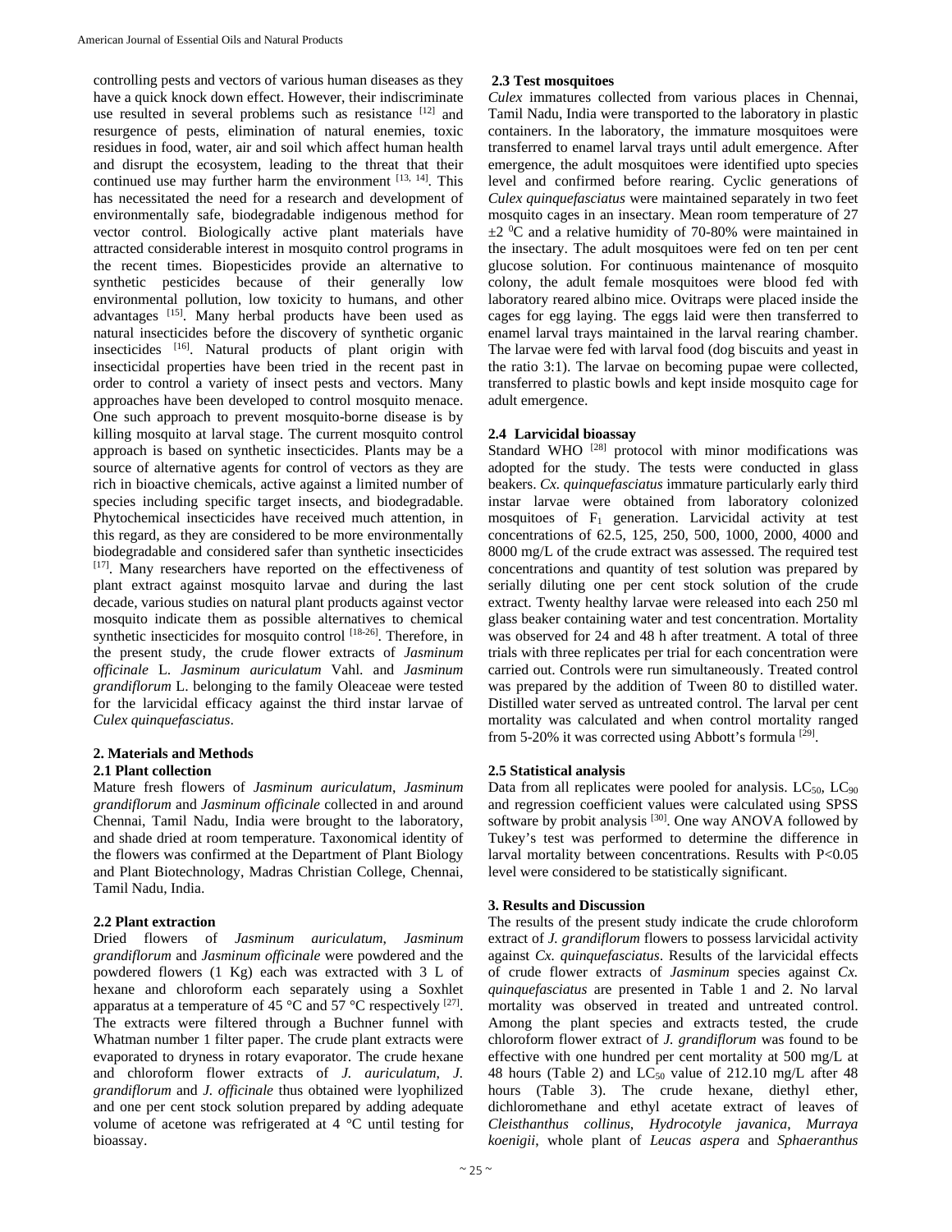controlling pests and vectors of various human diseases as they have a quick knock down effect. However, their indiscriminate use resulted in several problems such as resistance [12] and resurgence of pests, elimination of natural enemies, toxic residues in food, water, air and soil which affect human health and disrupt the ecosystem, leading to the threat that their continued use may further harm the environment [13, 14]. This has necessitated the need for a research and development of environmentally safe, biodegradable indigenous method for vector control. Biologically active plant materials have attracted considerable interest in mosquito control programs in the recent times. Biopesticides provide an alternative to synthetic pesticides because of their generally low environmental pollution, low toxicity to humans, and other advantages [15]. Many herbal products have been used as natural insecticides before the discovery of synthetic organic insecticides [16]. Natural products of plant origin with insecticidal properties have been tried in the recent past in order to control a variety of insect pests and vectors. Many approaches have been developed to control mosquito menace. One such approach to prevent mosquito-borne disease is by killing mosquito at larval stage. The current mosquito control approach is based on synthetic insecticides. Plants may be a source of alternative agents for control of vectors as they are rich in bioactive chemicals, active against a limited number of species including specific target insects, and biodegradable. Phytochemical insecticides have received much attention, in this regard, as they are considered to be more environmentally biodegradable and considered safer than synthetic insecticides [17]. Many researchers have reported on the effectiveness of plant extract against mosquito larvae and during the last decade, various studies on natural plant products against vector mosquito indicate them as possible alternatives to chemical synthetic insecticides for mosquito control [18-26]. Therefore, in the present study, the crude flower extracts of *Jasminum officinale* L. *Jasminum auriculatum* Vahl. and *Jasminum grandiflorum* L. belonging to the family Oleaceae were tested for the larvicidal efficacy against the third instar larvae of *Culex quinquefasciatus*.

## 2. Materials and Methods

### 2.1 Plant collection

Mature fresh flowers of *Jasminum auriculatum*, *Jasminum grandiflorum* and *Jasminum officinale* collected in and around Chennai, Tamil Nadu, India were brought to the laboratory, and shade dried at room temperature. Taxonomical identity of the flowers was confirmed at the Department of Plant Biology and Plant Biotechnology, Madras Christian College, Chennai, Tamil Nadu, India.

### 2.2 Plant extraction

Dried flowers of *Jasminum auriculatum*, *Jasminum grandiflorum* and *Jasminum officinale* were powdered and the powdered flowers (1 Kg) each was extracted with 3 L of hexane and chloroform each separately using a Soxhlet apparatus at a temperature of 45 °C and 57 °C respectively [27]. The extracts were filtered through a Buchner funnel with Whatman number 1 filter paper. The crude plant extracts were evaporated to dryness in rotary evaporator. The crude hexane and chloroform flower extracts of *J. auriculatum*, *J. grandiflorum* and *J. officinale* thus obtained were lyophilized and one per cent stock solution prepared by adding adequate volume of acetone was refrigerated at 4 °C until testing for bioassay.

### 2.3 Test mosquitoes

*Culex* immatures collected from various places in Chennai, Tamil Nadu, India were transported to the laboratory in plastic containers. In the laboratory, the immature mosquitoes were transferred to enamel larval trays until adult emergence. After emergence, the adult mosquitoes were identified upto species level and confirmed before rearing. Cyclic generations of *Culex quinquefasciatus* were maintained separately in two feet mosquito cages in an insectary. Mean room temperature of 27 ±2 $^{0}$C and a relative humidity of 70-80% were maintained in the insectary. The adult mosquitoes were fed on ten per cent glucose solution. For continuous maintenance of mosquito colony, the adult female mosquitoes were blood fed with laboratory reared albino mice. Ovitraps were placed inside the cages for egg laying. The eggs laid were then transferred to enamel larval trays maintained in the larval rearing chamber. The larvae were fed with larval food (dog biscuits and yeast in the ratio 3:1). The larvae on becoming pupae were collected, transferred to plastic bowls and kept inside mosquito cage for adult emergence.

### 2.4 Larvicidal bioassay

Standard WHO [28] protocol with minor modifications was adopted for the study. The tests were conducted in glass beakers. *Cx. quinquefasciatus* immature particularly early third instar larvae were obtained from laboratory colonized mosquitoes of $F_1$ generation. Larvicidal activity at test concentrations of 62.5, 125, 250, 500, 1000, 2000, 4000 and 8000 mg/L of the crude extract was assessed. The required test concentrations and quantity of test solution was prepared by serially diluting one per cent stock solution of the crude extract. Twenty healthy larvae were released into each 250 ml glass beaker containing water and test concentration. Mortality was observed for 24 and 48 h after treatment. A total of three trials with three replicates per trial for each concentration were carried out. Controls were run simultaneously. Treated control was prepared by the addition of Tween 80 to distilled water. Distilled water served as untreated control. The larval per cent mortality was calculated and when control mortality ranged from 5-20% it was corrected using Abbott's formula [29].

### 2.5 Statistical analysis

Data from all replicates were pooled for analysis. $LC_{50}$, $LC_{90}$ and regression coefficient values were calculated using SPSS software by probit analysis [30]. One way ANOVA followed by Tukey's test was performed to determine the difference in larval mortality between concentrations. Results with $P<0.05$ level were considered to be statistically significant.

## 3. Results and Discussion

The results of the present study indicate the crude chloroform extract of *J. grandiflorum* flowers to possess larvicidal activity against *Cx. quinquefasciatus*. Results of the larvicidal effects of crude flower extracts of *Jasminum* species against *Cx. quinquefasciatus* are presented in Table 1 and 2. No larval mortality was observed in treated and untreated control. Among the plant species and extracts tested, the crude chloroform flower extract of *J. grandiflorum* was found to be effective with one hundred per cent mortality at 500 mg/L at 48 hours (Table 2) and $LC_{50}$ value of 212.10 mg/L after 48 hours (Table 3). The crude hexane, diethyl ether, dichloromethane and ethyl acetate extract of leaves of *Cleisthanthus collinus*, *Hydrocotyle javanica*, *Murraya koenigii*, whole plant of *Leucas aspera* and *Sphaeranthus*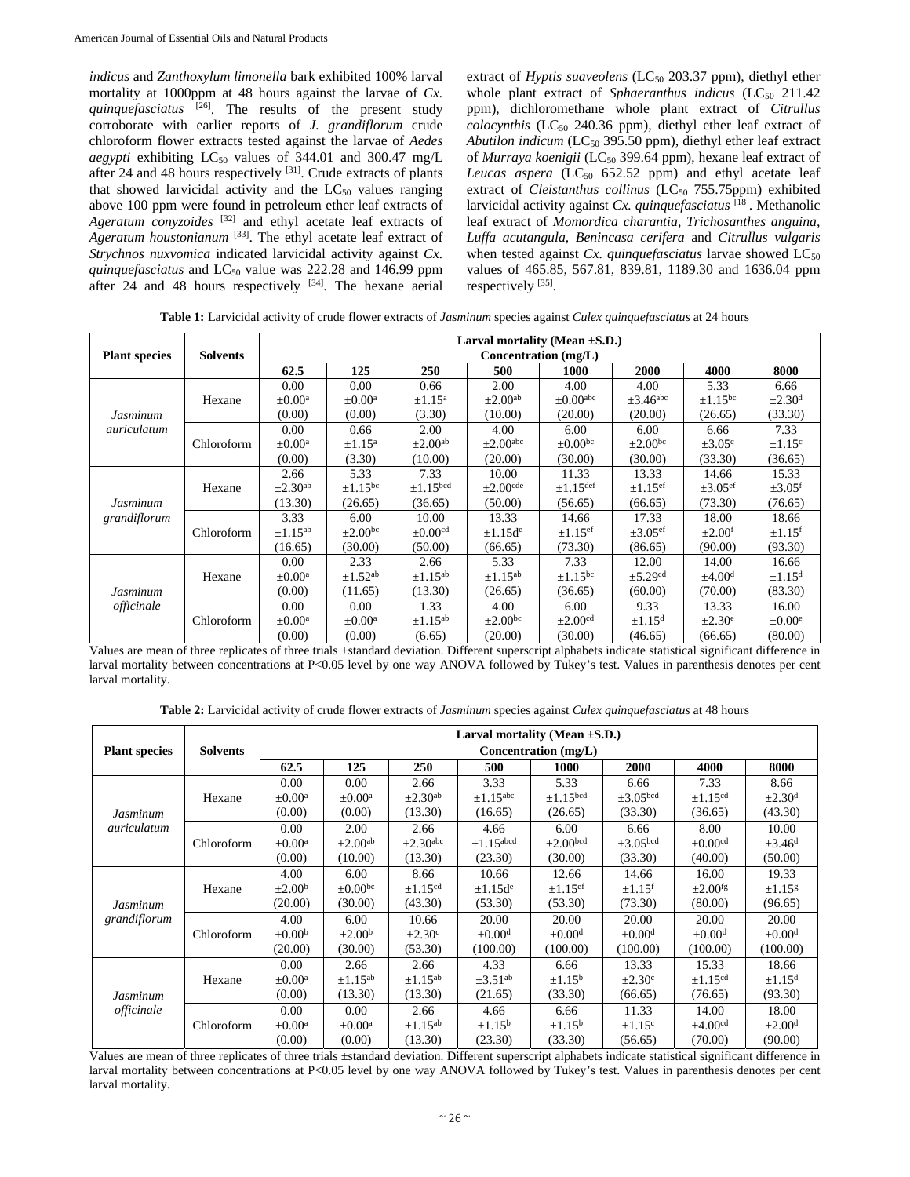*indicus* and *Zanthoxylum limonella* bark exhibited 100% larval mortality at 1000ppm at 48 hours against the larvae of *Cx. quinquefasciatus* [26]. The results of the present study corroborate with earlier reports of *J. grandiflorum* crude chloroform flower extracts tested against the larvae of *Aedes aegypti* exhibiting $LC_{50}$ values of 344.01 and 300.47 mg/L after 24 and 48 hours respectively [31]. Crude extracts of plants that showed larvicidal activity and the $LC_{50}$ values ranging above 100 ppm were found in petroleum ether leaf extracts of *Ageratum conyzoides* [32] and ethyl acetate leaf extracts of *Ageratum houstonianum* [33]. The ethyl acetate leaf extract of *Strychnos nuxvomica* indicated larvicidal activity against *Cx. quinquefasciatus* and $LC_{50}$ value was 222.28 and 146.99 ppm after 24 and 48 hours respectively [34]. The hexane aerial extract of *Hyptis suaveolens* ($LC_{50}$ 203.37 ppm), diethyl ether whole plant extract of *Sphaeranthus indicus* ($LC_{50}$ 211.42 ppm), dichloromethane whole plant extract of *Citrullus colocynthis* ($LC_{50}$ 240.36 ppm), diethyl ether leaf extract of *Abutilon indicum* ($LC_{50}$ 395.50 ppm), diethyl ether leaf extract of *Murraya koenigii* ($LC_{50}$ 399.64 ppm), hexane leaf extract of *Leucas aspera* ($LC_{50}$ 652.52 ppm) and ethyl acetate leaf extract of *Cleistanthus collinus* ($LC_{50}$ 755.75ppm) exhibited larvicidal activity against *Cx. quinquefasciatus* [18]. Methanolic leaf extract of *Momordica charantia*, *Trichosanthes anguina*, *Luffa acutangula*, *Benincasa cerifera* and *Citrullus vulgaris* when tested against *Cx. quinquefasciatus* larvae showed $LC_{50}$ values of 465.85, 567.81, 839.81, 1189.30 and 1636.04 ppm respectively [35].

**Table 1:** Larvicidal activity of crude flower extracts of *Jasminum* species against *Culex quinquefasciatus* at 24 hours

| Plant species | Solvents | Larval mortality (Mean ±S.D.) | | | | | | | |
|---|---|---|---|---|---|---|---|---|---|
| | | Concentration (mg/L) | | | | | | | |
| | | 62.5 | 125 | 250 | 500 | 1000 | 2000 | 4000 | 8000 |
| *Jasminum auriculatum* | Hexane | 0.00 $\pm 0.00^{a}$ (0.00) | 0.00 $\pm 0.00^{a}$ (0.00) | 0.66 $\pm 1.15^{a}$ (3.30) | 2.00 $\pm 2.00^{ab}$ (10.00) | 4.00 $\pm 0.00^{abc}$ (20.00) | 4.00 $\pm 3.46^{abc}$ (20.00) | 5.33 $\pm 1.15^{bc}$ (26.65) | 6.66 $\pm 2.30^{d}$ (33.30) |
| | Chloroform | 0.00 $\pm 0.00^{a}$ (0.00) | 0.66 $\pm 1.15^{a}$ (3.30) | 2.00 $\pm 2.00^{ab}$ (10.00) | 4.00 $\pm 2.00^{abc}$ (20.00) | 6.00 $\pm 0.00^{bc}$ (30.00) | 6.00 $\pm 2.00^{bc}$ (30.00) | 6.66 $\pm 3.05^{c}$ (33.30) | 7.33 $\pm 1.15^{c}$ (36.65) |
| *Jasminum grandiflorum* | Hexane | 2.66 $\pm 2.30^{ab}$ (13.30) | 5.33 $\pm 1.15^{bc}$ (26.65) | 7.33 $\pm 1.15^{bcd}$ (36.65) | 10.00 $\pm 2.00^{cde}$ (50.00) | 11.33 $\pm 1.15^{def}$ (56.65) | 13.33 $\pm 1.15^{ef}$ (66.65) | 14.66 $\pm 3.05^{ef}$ (73.30) | 15.33 $\pm 3.05^{f}$ (76.65) |
| | Chloroform | 3.33 $\pm 1.15^{ab}$ (16.65) | 6.00 $\pm 2.00^{bc}$ (30.00) | 10.00 $\pm 0.00^{cd}$ (50.00) | 13.33 $\pm 1.15d^{e}$ (66.65) | 14.66 $\pm 1.15^{ef}$ (73.30) | 17.33 $\pm 3.05^{ef}$ (86.65) | 18.00 $\pm 2.00^{f}$ (90.00) | 18.66 $\pm 1.15^{f}$ (93.30) |
| *Jasminum officinale* | Hexane | 0.00 $\pm 0.00^{a}$ (0.00) | 2.33 $\pm 1.52^{ab}$ (11.65) | 2.66 $\pm 1.15^{ab}$ (13.30) | 5.33 $\pm 1.15^{ab}$ (26.65) | 7.33 $\pm 1.15^{bc}$ (36.65) | 12.00 $\pm 5.29^{cd}$ (60.00) | 14.00 $\pm 4.00^{d}$ (70.00) | 16.66 $\pm 1.15^{d}$ (83.30) |
| | Chloroform | 0.00 $\pm 0.00^{a}$ (0.00) | 0.00 $\pm 0.00^{a}$ (0.00) | 1.33 $\pm 1.15^{ab}$ (6.65) | 4.00 $\pm 2.00^{bc}$ (20.00) | 6.00 $\pm 2.00^{cd}$ (30.00) | 9.33 $\pm 1.15^{d}$ (46.65) | 13.33 $\pm 2.30^{e}$ (66.65) | 16.00 $\pm 0.00^{e}$ (80.00) |

Values are mean of three replicates of three trials ±standard deviation. Different superscript alphabets indicate statistical significant difference in larval mortality between concentrations at P<0.05 level by one way ANOVA followed by Tukey's test. Values in parenthesis denotes per cent larval mortality.

**Table 2:** Larvicidal activity of crude flower extracts of *Jasminum* species against *Culex quinquefasciatus* at 48 hours

| Plant species | Solvents | Larval mortality (Mean ±S.D.) | | | | | | | |
|---|---|---|---|---|---|---|---|---|---|
| | | Concentration (mg/L) | | | | | | | |
| | | 62.5 | 125 | 250 | 500 | 1000 | 2000 | 4000 | 8000 |
| *Jasminum auriculatum* | Hexane | 0.00 $\pm 0.00^{a}$ (0.00) | 0.00 $\pm 0.00^{a}$ (0.00) | 2.66 $\pm 2.30^{ab}$ (13.30) | 3.33 $\pm 1.15^{abc}$ (16.65) | 5.33 $\pm 1.15^{bcd}$ (26.65) | 6.66 $\pm 3.05^{bcd}$ (33.30) | 7.33 $\pm 1.15^{cd}$ (36.65) | 8.66 $\pm 2.30^{d}$ (43.30) |
| | Chloroform | 0.00 $\pm 0.00^{a}$ (0.00) | 2.00 $\pm 2.00^{ab}$ (10.00) | 2.66 $\pm 2.30^{abc}$ (13.30) | 4.66 $\pm 1.15^{abcd}$ (23.30) | 6.00 $\pm 2.00^{bcd}$ (30.00) | 6.66 $\pm 3.05^{bcd}$ (33.30) | 8.00 $\pm 0.00^{cd}$ (40.00) | 10.00 $\pm 3.46^{d}$ (50.00) |
| *Jasminum grandiflorum* | Hexane | 4.00 $\pm 2.00^{b}$ (20.00) | 6.00 $\pm 0.00^{bc}$ (30.00) | 8.66 $\pm 1.15^{cd}$ (43.30) | 10.66 $\pm 1.15d^{e}$ (53.30) | 12.66 $\pm 1.15^{ef}$ (53.30) | 14.66 $\pm 1.15^{f}$ (73.30) | 16.00 $\pm 2.00^{fg}$ (80.00) | 19.33 $\pm 1.15^{g}$ (96.65) |
| | Chloroform | 4.00 $\pm 0.00^{b}$ (20.00) | 6.00 $\pm 2.00^{b}$ (30.00) | 10.66 $\pm 2.30^{c}$ (53.30) | 20.00 $\pm 0.00^{d}$ (100.00) | 20.00 $\pm 0.00^{d}$ (100.00) | 20.00 $\pm 0.00^{d}$ (100.00) | 20.00 $\pm 0.00^{d}$ (100.00) | 20.00 $\pm 0.00^{d}$ (100.00) |
| *Jasminum officinale* | Hexane | 0.00 $\pm 0.00^{a}$ (0.00) | 2.66 $\pm 1.15^{ab}$ (13.30) | 2.66 $\pm 1.15^{ab}$ (13.30) | 4.33 $\pm 3.51^{ab}$ (21.65) | 6.66 $\pm 1.15^{b}$ (33.30) | 13.33 $\pm 2.30^{c}$ (66.65) | 15.33 $\pm 1.15^{cd}$ (76.65) | 18.66 $\pm 1.15^{d}$ (93.30) |
| | Chloroform | 0.00 $\pm 0.00^{a}$ (0.00) | 0.00 $\pm 0.00^{a}$ (0.00) | 2.66 $\pm 1.15^{ab}$ (13.30) | 4.66 $\pm 1.15^{b}$ (23.30) | 6.66 $\pm 1.15^{b}$ (33.30) | 11.33 $\pm 1.15^{c}$ (56.65) | 14.00 $\pm 4.00^{cd}$ (70.00) | 18.00 $\pm 2.00^{d}$ (90.00) |

Values are mean of three replicates of three trials ±standard deviation. Different superscript alphabets indicate statistical significant difference in larval mortality between concentrations at P<0.05 level by one way ANOVA followed by Tukey's test. Values in parenthesis denotes per cent larval mortality.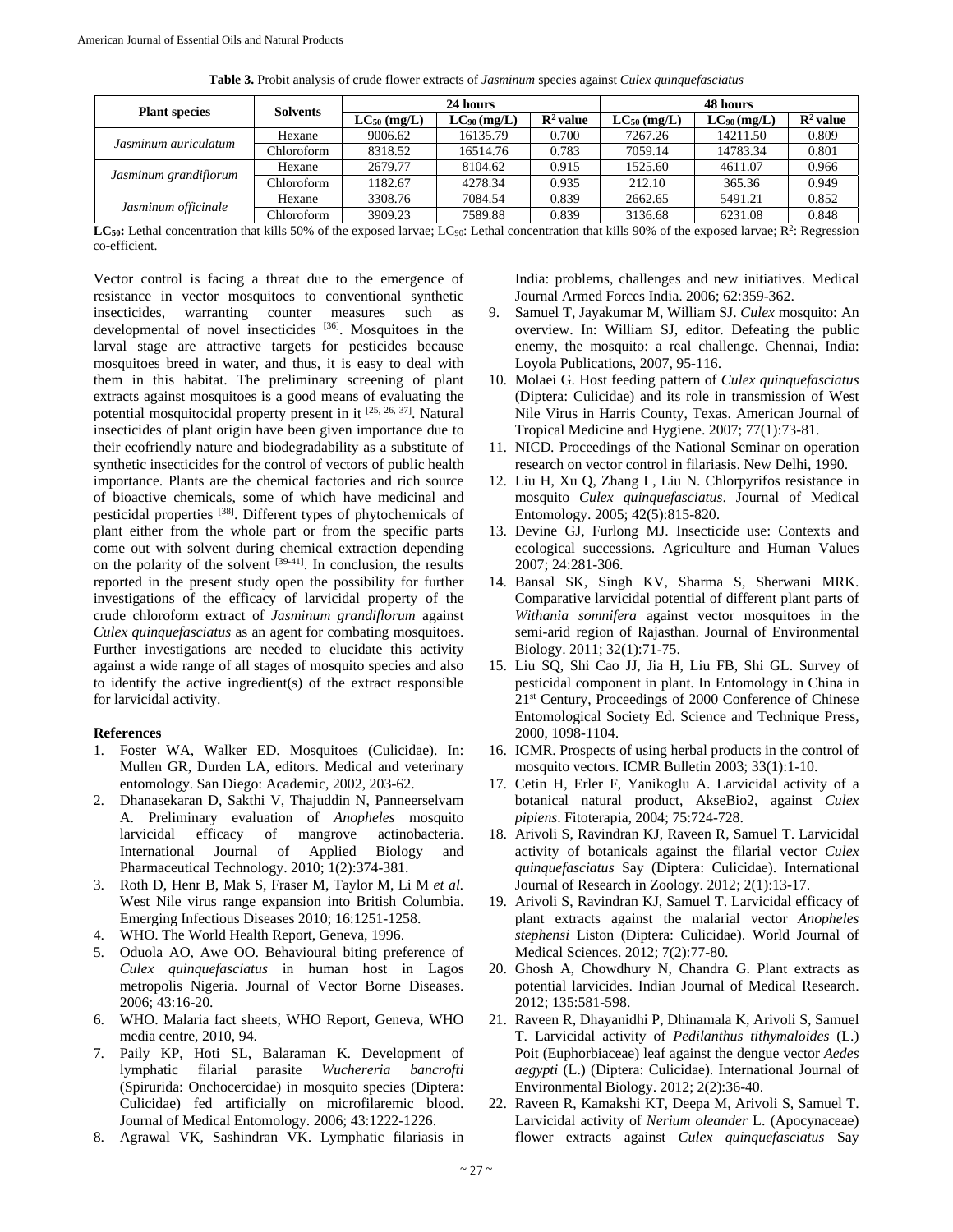**Table 3.** Probit analysis of crude flower extracts of *Jasminum* species against *Culex quinquefasciatus*

| Plant species | Solvents | 24 hours | | | 48 hours | | |
|---|---|---|---|---|---|---|---|
| | | $LC_{50}$ (mg/L) | $LC_{90}$ (mg/L) | $R^2$ value | $LC_{50}$ (mg/L) | $LC_{90}$ (mg/L) | $R^2$ value |
| *Jasminum auriculatum* | Hexane | 9006.62 | 16135.79 | 0.700 | 7267.26 | 14211.50 | 0.809 |
| | Chloroform | 8318.52 | 16514.76 | 0.783 | 7059.14 | 14783.34 | 0.801 |
| *Jasminum grandiflorum* | Hexane | 2679.77 | 8104.62 | 0.915 | 1525.60 | 4611.07 | 0.966 |
| | Chloroform | 1182.67 | 4278.34 | 0.935 | 212.10 | 365.36 | 0.949 |
| *Jasminum officinale* | Hexane | 3308.76 | 7084.54 | 0.839 | 2662.65 | 5491.21 | 0.852 |
| | Chloroform | 3909.23 | 7589.88 | 0.839 | 3136.68 | 6231.08 | 0.848 |

**$LC_{50}$:** Lethal concentration that kills 50% of the exposed larvae; $LC_{90}$: Lethal concentration that kills 90% of the exposed larvae; $R^2$: Regression co-efficient.

Vector control is facing a threat due to the emergence of resistance in vector mosquitoes to conventional synthetic insecticides, warranting counter measures such as developmental of novel insecticides [36]. Mosquitoes in the larval stage are attractive targets for pesticides because mosquitoes breed in water, and thus, it is easy to deal with them in this habitat. The preliminary screening of plant extracts against mosquitoes is a good means of evaluating the potential mosquitocidal property present in it [25, 26, 37]. Natural insecticides of plant origin have been given importance due to their ecofriendly nature and biodegradability as a substitute of synthetic insecticides for the control of vectors of public health importance. Plants are the chemical factories and rich source of bioactive chemicals, some of which have medicinal and pesticidal properties [38]. Different types of phytochemicals of plant either from the whole part or from the specific parts come out with solvent during chemical extraction depending on the polarity of the solvent [39-41]. In conclusion, the results reported in the present study open the possibility for further investigations of the efficacy of larvicidal property of the crude chloroform extract of *Jasminum grandiflorum* against *Culex quinquefasciatus* as an agent for combating mosquitoes. Further investigations are needed to elucidate this activity against a wide range of all stages of mosquito species and also to identify the active ingredient(s) of the extract responsible for larvicidal activity.

## References

1. Foster WA, Walker ED. Mosquitoes (Culicidae). In: Mullen GR, Durden LA, editors. Medical and veterinary entomology. San Diego: Academic, 2002, 203-62.
2. Dhanasekaran D, Sakthi V, Thajuddin N, Panneerselvam A. Preliminary evaluation of *Anopheles* mosquito larvicidal efficacy of mangrove actinobacteria. International Journal of Applied Biology and Pharmaceutical Technology. 2010; 1(2):374-381.
3. Roth D, Henr B, Mak S, Fraser M, Taylor M, Li M *et al*. West Nile virus range expansion into British Columbia. Emerging Infectious Diseases 2010; 16:1251-1258.
4. WHO. The World Health Report, Geneva, 1996.
5. Oduola AO, Awe OO. Behavioural biting preference of *Culex quinquefasciatus* in human host in Lagos metropolis Nigeria. Journal of Vector Borne Diseases. 2006; 43:16-20.
6. WHO. Malaria fact sheets, WHO Report, Geneva, WHO media centre, 2010, 94.
7. Paily KP, Hoti SL, Balaraman K. Development of lymphatic filarial parasite *Wuchereria bancrofti* (Spirurida: Onchocercidae) in mosquito species (Diptera: Culicidae) fed artificially on microfilaremic blood. Journal of Medical Entomology. 2006; 43:1222-1226.
8. Agrawal VK, Sashindran VK. Lymphatic filariasis in India: problems, challenges and new initiatives. Medical Journal Armed Forces India. 2006; 62:359-362.
9. Samuel T, Jayakumar M, William SJ. *Culex* mosquito: An overview. In: William SJ, editor. Defeating the public enemy, the mosquito: a real challenge. Chennai, India: Loyola Publications, 2007, 95-116.
10. Molaei G. Host feeding pattern of *Culex quinquefasciatus* (Diptera: Culicidae) and its role in transmission of West Nile Virus in Harris County, Texas. American Journal of Tropical Medicine and Hygiene. 2007; 77(1):73-81.
11. NICD. Proceedings of the National Seminar on operation research on vector control in filariasis. New Delhi, 1990.
12. Liu H, Xu Q, Zhang L, Liu N. Chlorpyrifos resistance in mosquito *Culex quinquefasciatus*. Journal of Medical Entomology. 2005; 42(5):815-820.
13. Devine GJ, Furlong MJ. Insecticide use: Contexts and ecological successions. Agriculture and Human Values 2007; 24:281-306.
14. Bansal SK, Singh KV, Sharma S, Sherwani MRK. Comparative larvicidal potential of different plant parts of *Withania somnifera* against vector mosquitoes in the semi-arid region of Rajasthan. Journal of Environmental Biology. 2011; 32(1):71-75.
15. Liu SQ, Shi Cao JJ, Jia H, Liu FB, Shi GL. Survey of pesticidal component in plant. In Entomology in China in 21st Century, Proceedings of 2000 Conference of Chinese Entomological Society Ed. Science and Technique Press, 2000, 1098-1104.
16. ICMR. Prospects of using herbal products in the control of mosquito vectors. ICMR Bulletin 2003; 33(1):1-10.
17. Cetin H, Erler F, Yanikoglu A. Larvicidal activity of a botanical natural product, AkseBio2, against *Culex pipiens*. Fitoterapia, 2004; 75:724-728.
18. Arivoli S, Ravindran KJ, Raveen R, Samuel T. Larvicidal activity of botanicals against the filarial vector *Culex quinquefasciatus* Say (Diptera: Culicidae). International Journal of Research in Zoology. 2012; 2(1):13-17.
19. Arivoli S, Ravindran KJ, Samuel T. Larvicidal efficacy of plant extracts against the malarial vector *Anopheles stephensi* Liston (Diptera: Culicidae). World Journal of Medical Sciences. 2012; 7(2):77-80.
20. Ghosh A, Chowdhury N, Chandra G. Plant extracts as potential larvicides. Indian Journal of Medical Research. 2012; 135:581-598.
21. Raveen R, Dhayanidhi P, Dhinamala K, Arivoli S, Samuel T. Larvicidal activity of *Pedilanthus tithymaloides* (L.) Poit (Euphorbiaceae) leaf against the dengue vector *Aedes aegypti* (L.) (Diptera: Culicidae). International Journal of Environmental Biology. 2012; 2(2):36-40.
22. Raveen R, Kamakshi KT, Deepa M, Arivoli S, Samuel T. Larvicidal activity of *Nerium oleander* L. (Apocynaceae) flower extracts against *Culex quinquefasciatus* Say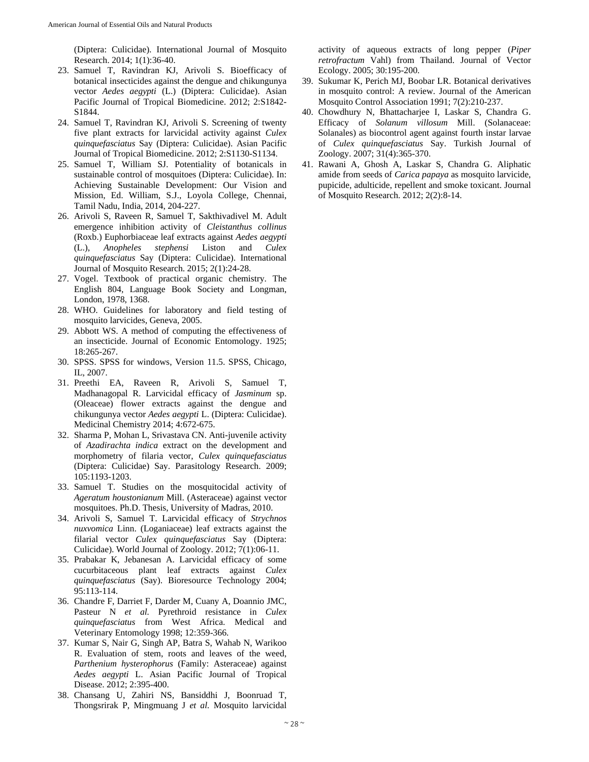(Diptera: Culicidae). International Journal of Mosquito Research. 2014; 1(1):36-40.

23. Samuel T, Ravindran KJ, Arivoli S. Bioefficacy of botanical insecticides against the dengue and chikungunya vector *Aedes aegypti* (L.) (Diptera: Culicidae). Asian Pacific Journal of Tropical Biomedicine. 2012; 2:S1842-S1844.
24. Samuel T, Ravindran KJ, Arivoli S. Screening of twenty five plant extracts for larvicidal activity against *Culex quinquefasciatus* Say (Diptera: Culicidae). Asian Pacific Journal of Tropical Biomedicine. 2012; 2:S1130-S1134.
25. Samuel T, William SJ. Potentiality of botanicals in sustainable control of mosquitoes (Diptera: Culicidae). In: Achieving Sustainable Development: Our Vision and Mission, Ed. William, S.J., Loyola College, Chennai, Tamil Nadu, India, 2014, 204-227.
26. Arivoli S, Raveen R, Samuel T, Sakthivadivel M. Adult emergence inhibition activity of *Cleistanthus collinus* (Roxb.) Euphorbiaceae leaf extracts against *Aedes aegypti* (L.), *Anopheles stephensi* Liston and *Culex quinquefasciatus* Say (Diptera: Culicidae). International Journal of Mosquito Research. 2015; 2(1):24-28.
27. Vogel. Textbook of practical organic chemistry. The English 804, Language Book Society and Longman, London, 1978, 1368.
28. WHO. Guidelines for laboratory and field testing of mosquito larvicides, Geneva, 2005.
29. Abbott WS. A method of computing the effectiveness of an insecticide. Journal of Economic Entomology. 1925; 18:265-267.
30. SPSS. SPSS for windows, Version 11.5. SPSS, Chicago, IL, 2007.
31. Preethi EA, Raveen R, Arivoli S, Samuel T, Madhanagopal R. Larvicidal efficacy of *Jasminum* sp. (Oleaceae) flower extracts against the dengue and chikungunya vector *Aedes aegypti* L. (Diptera: Culicidae). Medicinal Chemistry 2014; 4:672-675.
32. Sharma P, Mohan L, Srivastava CN. Anti-juvenile activity of *Azadirachta indica* extract on the development and morphometry of filaria vector, *Culex quinquefasciatus* (Diptera: Culicidae) Say. Parasitology Research. 2009; 105:1193-1203.
33. Samuel T. Studies on the mosquitocidal activity of *Ageratum houstonianum* Mill. (Asteraceae) against vector mosquitoes. Ph.D. Thesis, University of Madras, 2010.
34. Arivoli S, Samuel T. Larvicidal efficacy of *Strychnos nuxvomica* Linn. (Loganiaceae) leaf extracts against the filarial vector *Culex quinquefasciatus* Say (Diptera: Culicidae). World Journal of Zoology. 2012; 7(1):06-11.
35. Prabakar K, Jebanesan A. Larvicidal efficacy of some cucurbitaceous plant leaf extracts against *Culex quinquefasciatus* (Say). Bioresource Technology 2004; 95:113-114.
36. Chandre F, Darriet F, Darder M, Cuany A, Doannio JMC, Pasteur N *et al.* Pyrethroid resistance in *Culex quinquefasciatus* from West Africa. Medical and Veterinary Entomology 1998; 12:359-366.
37. Kumar S, Nair G, Singh AP, Batra S, Wahab N, Warikoo R. Evaluation of stem, roots and leaves of the weed, *Parthenium hysterophorus* (Family: Asteraceae) against *Aedes aegypti* L. Asian Pacific Journal of Tropical Disease. 2012; 2:395-400.
38. Chansang U, Zahiri NS, Bansiddhi J, Boonruad T, Thongsrirak P, Mingmuang J *et al.* Mosquito larvicidal activity of aqueous extracts of long pepper (*Piper retrofractum* Vahl) from Thailand. Journal of Vector Ecology. 2005; 30:195-200.
39. Sukumar K, Perich MJ, Boobar LR. Botanical derivatives in mosquito control: A review. Journal of the American Mosquito Control Association 1991; 7(2):210-237.
40. Chowdhury N, Bhattacharjee I, Laskar S, Chandra G. Efficacy of *Solanum villosum* Mill. (Solanaceae: Solanales) as biocontrol agent against fourth instar larvae of *Culex quinquefasciatus* Say. Turkish Journal of Zoology. 2007; 31(4):365-370.
41. Rawani A, Ghosh A, Laskar S, Chandra G. Aliphatic amide from seeds of *Carica papaya* as mosquito larvicide, pupicide, adulticide, repellent and smoke toxicant. Journal of Mosquito Research. 2012; 2(2):8-14.